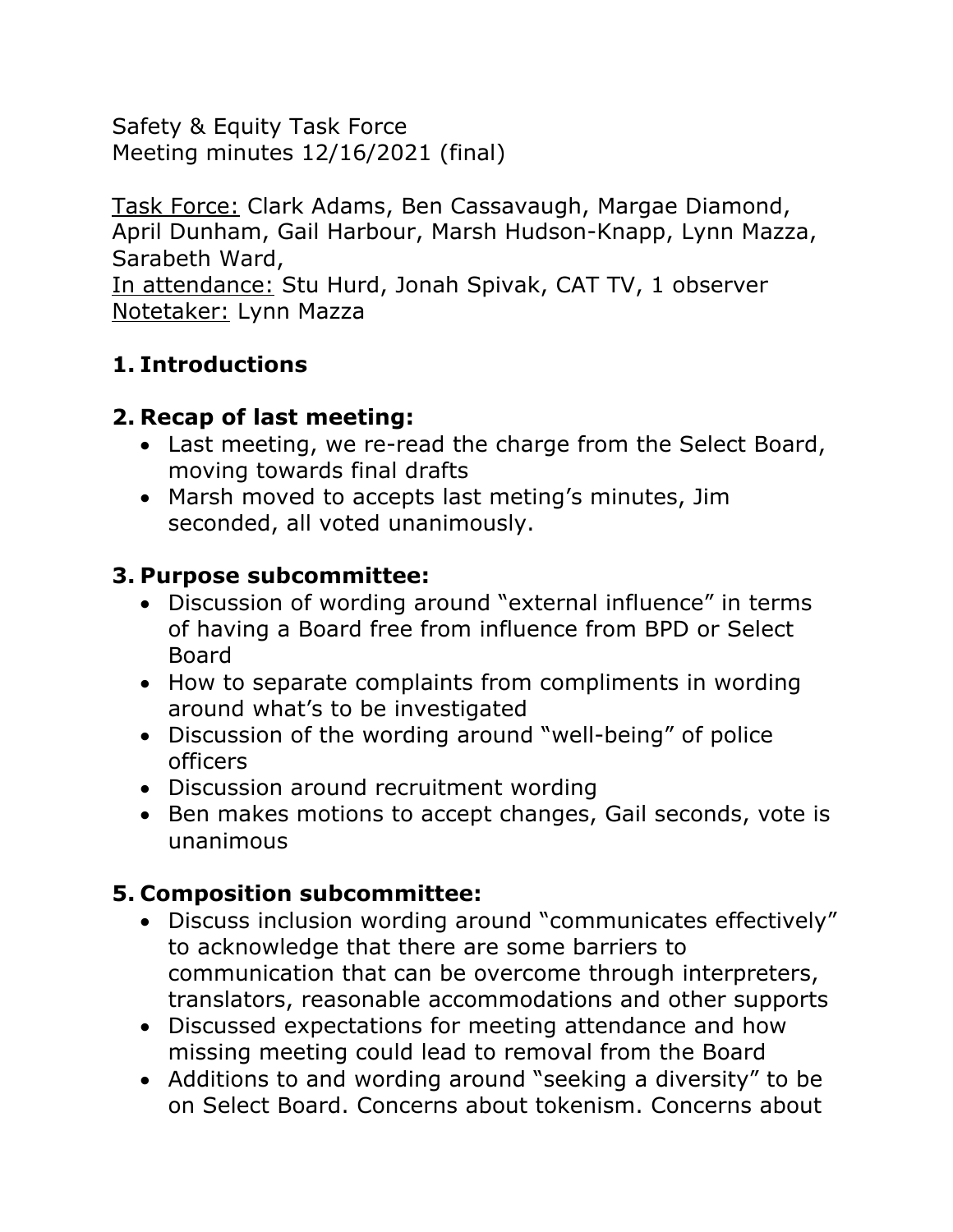Safety & Equity Task Force
Meeting minutes 12/16/2021 (final)

<u>Task Force:</u> Clark Adams, Ben Cassavaugh, Margae Diamond, April Dunham, Gail Harbour, Marsh Hudson-Knapp, Lynn Mazza, Sarabeth Ward,
<u>In attendance:</u> Stu Hurd, Jonah Spivak, CAT TV, 1 observer
<u>Notetaker:</u> Lynn Mazza

1. **Introductions**

2. **Recap of last meeting:**
   - Last meeting, we re-read the charge from the Select Board, moving towards final drafts
   - Marsh moved to accepts last meting's minutes, Jim seconded, all voted unanimously.

3. **Purpose subcommittee:**
   - Discussion of wording around "external influence" in terms of having a Board free from influence from BPD or Select Board
   - How to separate complaints from compliments in wording around what's to be investigated
   - Discussion of the wording around "well-being" of police officers
   - Discussion around recruitment wording
   - Ben makes motions to accept changes, Gail seconds, vote is unanimous

5. **Composition subcommittee:**
   - Discuss inclusion wording around "communicates effectively" to acknowledge that there are some barriers to communication that can be overcome through interpreters, translators, reasonable accommodations and other supports
   - Discussed expectations for meeting attendance and how missing meeting could lead to removal from the Board
   - Additions to and wording around "seeking a diversity" to be on Select Board. Concerns about tokenism. Concerns about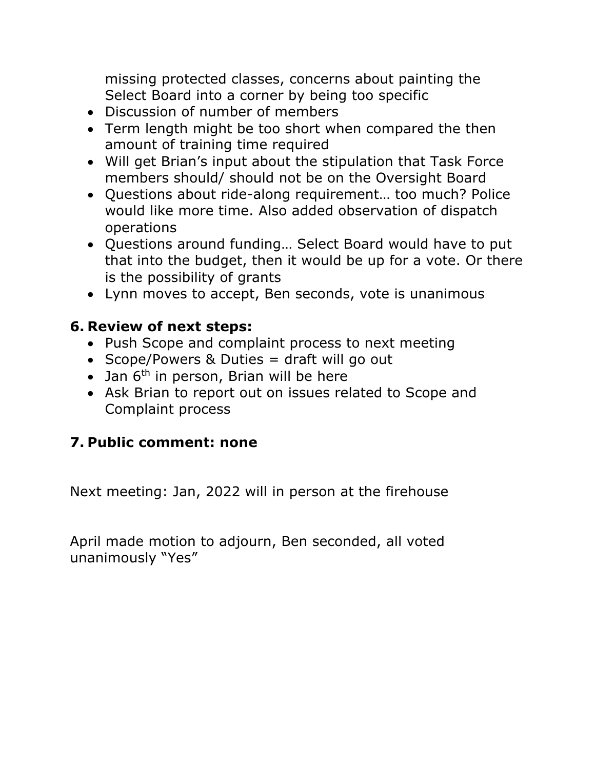missing protected classes, concerns about painting the Select Board into a corner by being too specific

- Discussion of number of members
- Term length might be too short when compared the then amount of training time required
- Will get Brian's input about the stipulation that Task Force members should/ should not be on the Oversight Board
- Questions about ride-along requirement… too much? Police would like more time. Also added observation of dispatch operations
- Questions around funding… Select Board would have to put that into the budget, then it would be up for a vote. Or there is the possibility of grants
- Lynn moves to accept, Ben seconds, vote is unanimous

**6. Review of next steps:**

- Push Scope and complaint process to next meeting
- Scope/Powers & Duties = draft will go out
- Jan 6th in person, Brian will be here
- Ask Brian to report out on issues related to Scope and Complaint process

**7. Public comment: none**

Next meeting: Jan, 2022 will in person at the firehouse

April made motion to adjourn, Ben seconded, all voted unanimously "Yes"